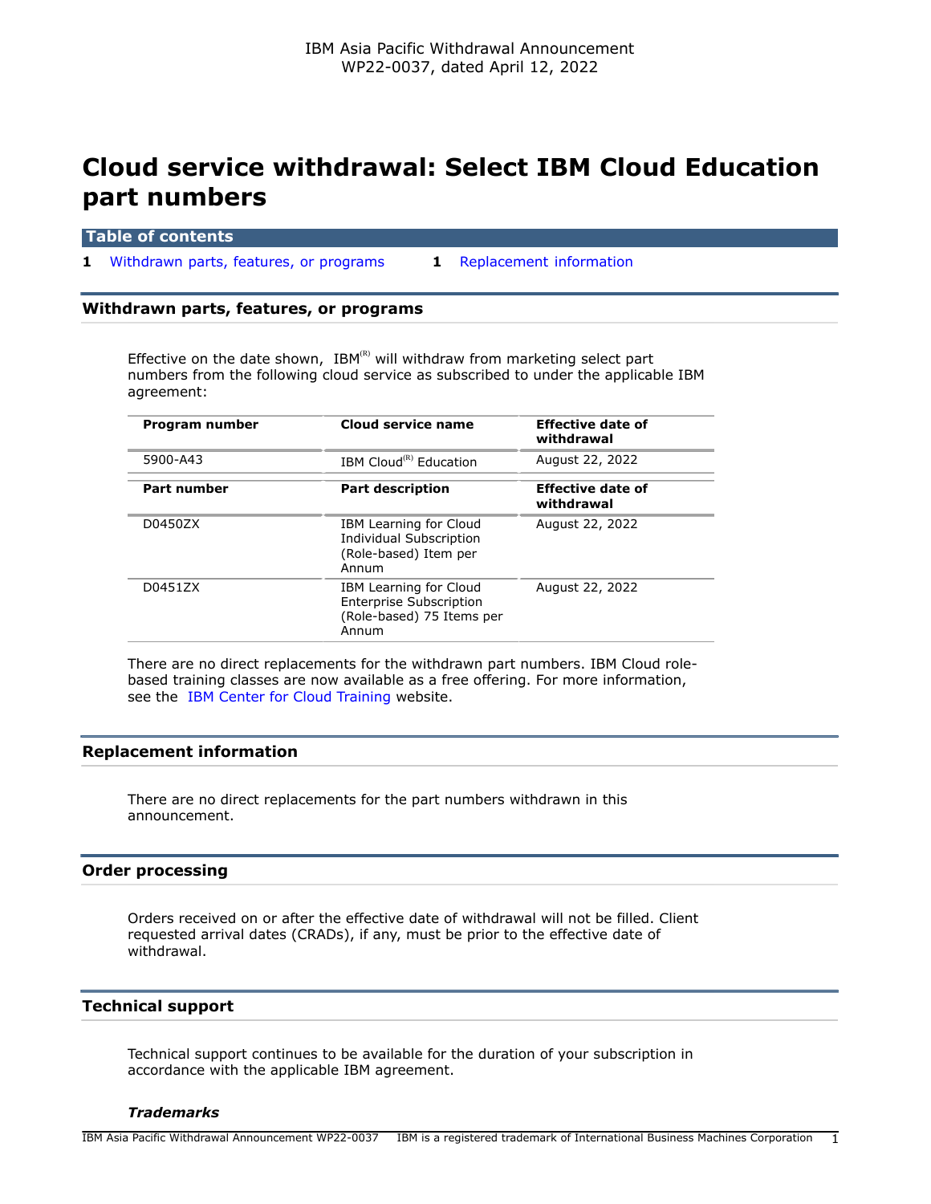IBM Asia Pacific Withdrawal Announcement
WP22-0037, dated April 12, 2022

# Cloud service withdrawal: Select IBM Cloud Education part numbers

**Table of contents**

1 Withdrawn parts, features, or programs
1 Replacement information

## Withdrawn parts, features, or programs

Effective on the date shown, IBM(R) will withdraw from marketing select part numbers from the following cloud service as subscribed to under the applicable IBM agreement:

| Program number | Cloud service name | Effective date of withdrawal |
|---|---|---|
| 5900-A43 | IBM Cloud(R) Education | August 22, 2022 |
| **Part number** | **Part description** | **Effective date of withdrawal** |
| D0450ZX | IBM Learning for Cloud Individual Subscription (Role-based) Item per Annum | August 22, 2022 |
| D0451ZX | IBM Learning for Cloud Enterprise Subscription (Role-based) 75 Items per Annum | August 22, 2022 |

There are no direct replacements for the withdrawn part numbers. IBM Cloud role-based training classes are now available as a free offering. For more information, see the IBM Center for Cloud Training website.

## Replacement information

There are no direct replacements for the part numbers withdrawn in this announcement.

## Order processing

Orders received on or after the effective date of withdrawal will not be filled. Client requested arrival dates (CRADs), if any, must be prior to the effective date of withdrawal.

## Technical support

Technical support continues to be available for the duration of your subscription in accordance with the applicable IBM agreement.

### *Trademarks*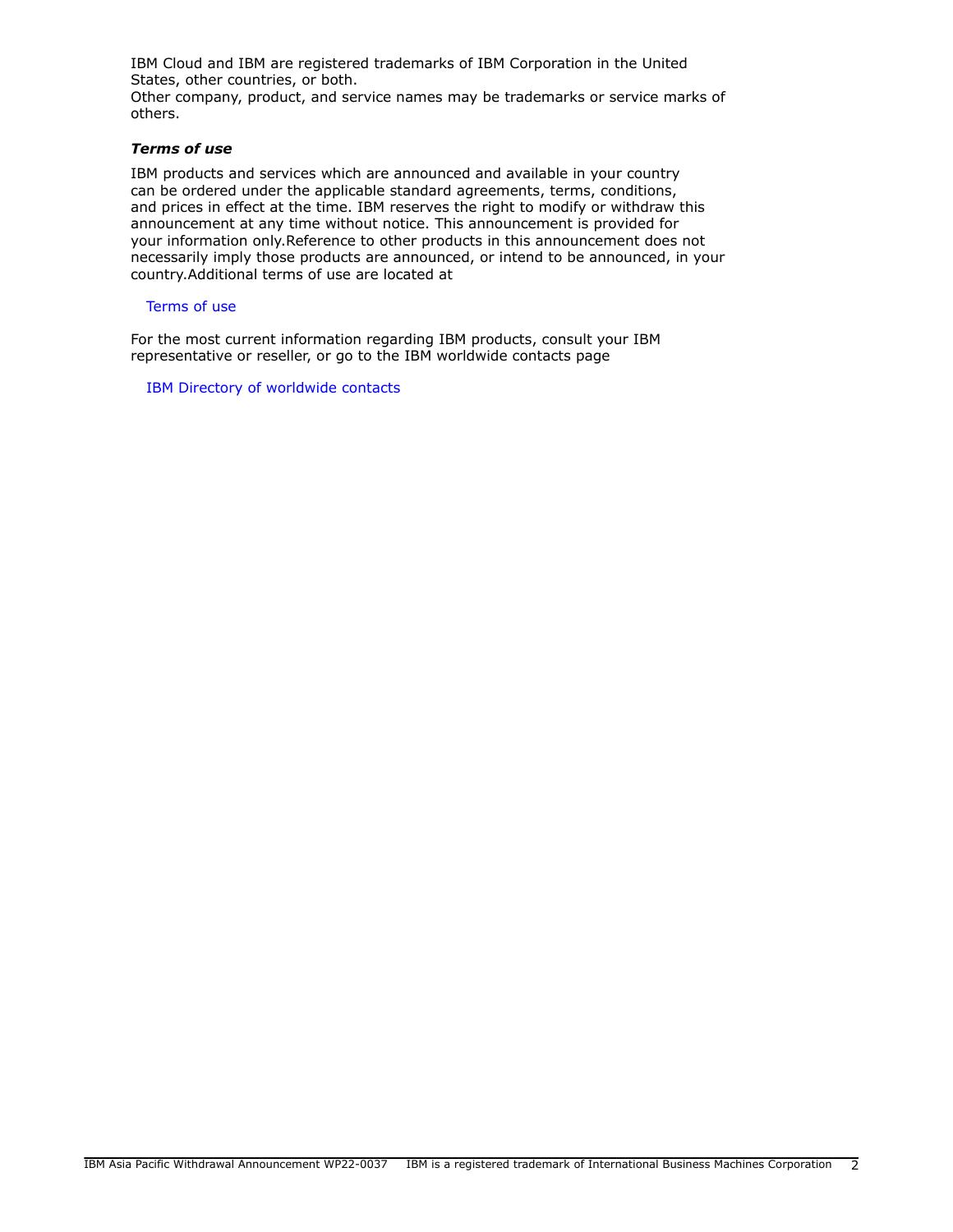IBM Cloud and IBM are registered trademarks of IBM Corporation in the United States, other countries, or both.
Other company, product, and service names may be trademarks or service marks of others.

***Terms of use***

IBM products and services which are announced and available in your country can be ordered under the applicable standard agreements, terms, conditions, and prices in effect at the time. IBM reserves the right to modify or withdraw this announcement at any time without notice. This announcement is provided for your information only.Reference to other products in this announcement does not necessarily imply those products are announced, or intend to be announced, in your country.Additional terms of use are located at

Terms of use

For the most current information regarding IBM products, consult your IBM representative or reseller, or go to the IBM worldwide contacts page

IBM Directory of worldwide contacts